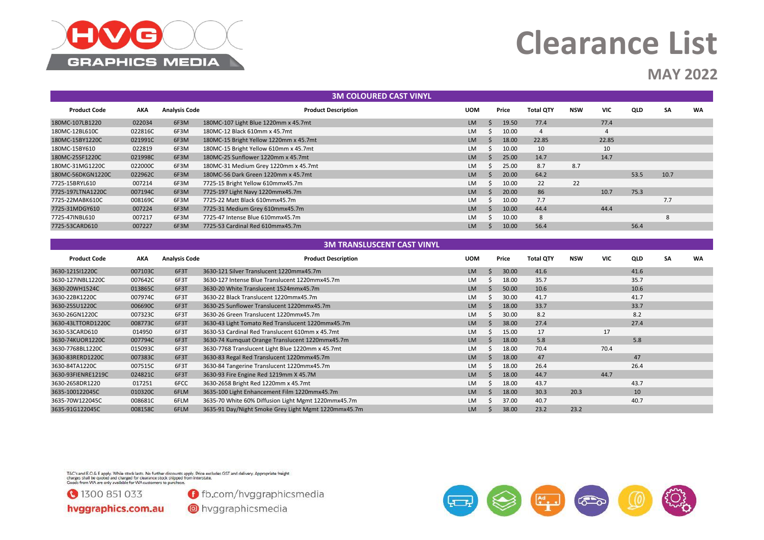# Clearance List

## MAY 2022

**HVG GRAPHICS MEDIA**

| Product Code | AKA | Analysis Code | Product Description | UOM | Price | Total QTY | NSW | VIC | QLD | SA | WA |
|---|---|---|---|---|---|---|---|---|---|---|---|
| **3M COLOURED CAST VINYL** | | | | | | | | | | | |
| 180MC-107LB1220 | 022034 | 6F3M | 180MC-107 Light Blue 1220mm x 45.7mt | LM | $ 19.50 | 77.4 | | 77.4 | | | |
| 180MC-12BL610C | 022816C | 6F3M | 180MC-12 Black 610mm x 45.7mt | LM | $ 10.00 | 4 | | 4 | | | |
| 180MC-15BY1220C | 021991C | 6F3M | 180MC-15 Bright Yellow 1220mm x 45.7mt | LM | $ 18.00 | 22.85 | | 22.85 | | | |
| 180MC-15BY610 | 022819 | 6F3M | 180MC-15 Bright Yellow 610mm x 45.7mt | LM | $ 10.00 | 10 | | 10 | | | |
| 180MC-25SF1220C | 021998C | 6F3M | 180MC-25 Sunflower 1220mm x 45.7mt | LM | $ 25.00 | 14.7 | | 14.7 | | | |
| 180MC-31MG1220C | 022000C | 6F3M | 180MC-31 Medium Grey 1220mm x 45.7mt | LM | $ 25.00 | 8.7 | 8.7 | | | | |
| 180MC-56DKGN1220C | 022962C | 6F3M | 180MC-56 Dark Green 1220mm x 45.7mt | LM | $ 20.00 | 64.2 | | | 53.5 | 10.7 | |
| 7725-15BRYL610 | 007214 | 6F3M | 7725-15 Bright Yellow 610mmx45.7m | LM | $ 10.00 | 22 | 22 | | | | |
| 7725-197LTNA1220C | 007194C | 6F3M | 7725-197 Light Navy 1220mmx45.7m | LM | $ 20.00 | 86 | | 10.7 | 75.3 | | |
| 7725-22MABK610C | 008169C | 6F3M | 7725-22 Matt Black 610mmx45.7m | LM | $ 10.00 | 7.7 | | | | 7.7 | |
| 7725-31MDGY610 | 007224 | 6F3M | 7725-31 Medium Grey 610mmx45.7m | LM | $ 10.00 | 44.4 | | 44.4 | | | |
| 7725-47INBL610 | 007217 | 6F3M | 7725-47 Intense Blue 610mmx45.7m | LM | $ 10.00 | 8 | | | | 8 | |
| 7725-53CARD610 | 007227 | 6F3M | 7725-53 Cardinal Red 610mmx45.7m | LM | $ 10.00 | 56.4 | | | 56.4 | | |

| Product Code | AKA | Analysis Code | Product Description | UOM | Price | Total QTY | NSW | VIC | QLD | SA | WA |
|---|---|---|---|---|---|---|---|---|---|---|---|
| **3M TRANSLUSCENT CAST VINYL** | | | | | | | | | | | |
| 3630-121SI1220C | 007103C | 6F3T | 3630-121 Silver Translucent 1220mmx45.7m | LM | $ 30.00 | 41.6 | | | 41.6 | | |
| 3630-127INBL1220C | 007642C | 6F3T | 3630-127 Intense Blue Translucent 1220mmx45.7m | LM | $ 18.00 | 35.7 | | | 35.7 | | |
| 3630-20WH1524C | 013865C | 6F3T | 3630-20 White Translucent 1524mmx45.7m | LM | $ 50.00 | 10.6 | | | 10.6 | | |
| 3630-22BK1220C | 007974C | 6F3T | 3630-22 Black Translucent 1220mmx45.7m | LM | $ 30.00 | 41.7 | | | 41.7 | | |
| 3630-25SU1220C | 006690C | 6F3T | 3630-25 Sunflower Translucent 1220mmx45.7m | LM | $ 18.00 | 33.7 | | | 33.7 | | |
| 3630-26GN1220C | 007323C | 6F3T | 3630-26 Green Translucent 1220mmx45.7m | LM | $ 30.00 | 8.2 | | | 8.2 | | |
| 3630-43LTTORD1220C | 008773C | 6F3T | 3630-43 Light Tomato Red Translucent 1220mmx45.7m | LM | $ 38.00 | 27.4 | | | 27.4 | | |
| 3630-53CARD610 | 014950 | 6F3T | 3630-53 Cardinal Red Translucent 610mm x 45.7mt | LM | $ 15.00 | 17 | | 17 | | | |
| 3630-74KUOR1220C | 007794C | 6F3T | 3630-74 Kumquat Orange Translucent 1220mmx45.7m | LM | $ 18.00 | 5.8 | | | 5.8 | | |
| 3630-7768BL1220C | 015093C | 6F3T | 3630-7768 Translucent Light Blue 1220mm x 45.7mt | LM | $ 18.00 | 70.4 | | 70.4 | | | |
| 3630-83RERD1220C | 007383C | 6F3T | 3630-83 Regal Red Translucent 1220mmx45.7m | LM | $ 18.00 | 47 | | | 47 | | |
| 3630-84TA1220C | 007515C | 6F3T | 3630-84 Tangerine Translucent 1220mmx45.7m | LM | $ 18.00 | 26.4 | | | 26.4 | | |
| 3630-93FIENRE1219C | 024821C | 6F3T | 3630-93 Fire Engine Red 1219mm X 45.7M | LM | $ 18.00 | 44.7 | | 44.7 | | | |
| 3630-2658DR1220 | 017251 | 6FCC | 3630-2658 Bright Red 1220mm x 45.7mt | LM | $ 18.00 | 43.7 | | | 43.7 | | |
| 3635-100122045C | 010320C | 6FLM | 3635-100 Light Enhancement Film 1220mmx45.7m | LM | $ 18.00 | 30.3 | 20.3 | | 10 | | |
| 3635-70W122045C | 008681C | 6FLM | 3635-70 White 60% Diffusion Light Mgmt 1220mmx45.7m | LM | $ 37.00 | 40.7 | | | 40.7 | | |
| 3635-91G122045C | 008158C | 6FLM | 3635-91 Day/Night Smoke Grey Light Mgmt 1220mmx45.7m | LM | $ 38.00 | 23.2 | 23.2 | | | | |

T&C's and E.O.& E apply. While stock lasts. No further discounts apply. Price excludes GST and delivery. Appropriate freight charges shall be quoted and charged for clearance stock shipped from interstate. Goods from WA are only available for WA customers to purchase.

1300 851 033
hvggraphics.com.au
fb.com/hvggraphicsmedia
hvggraphicsmedia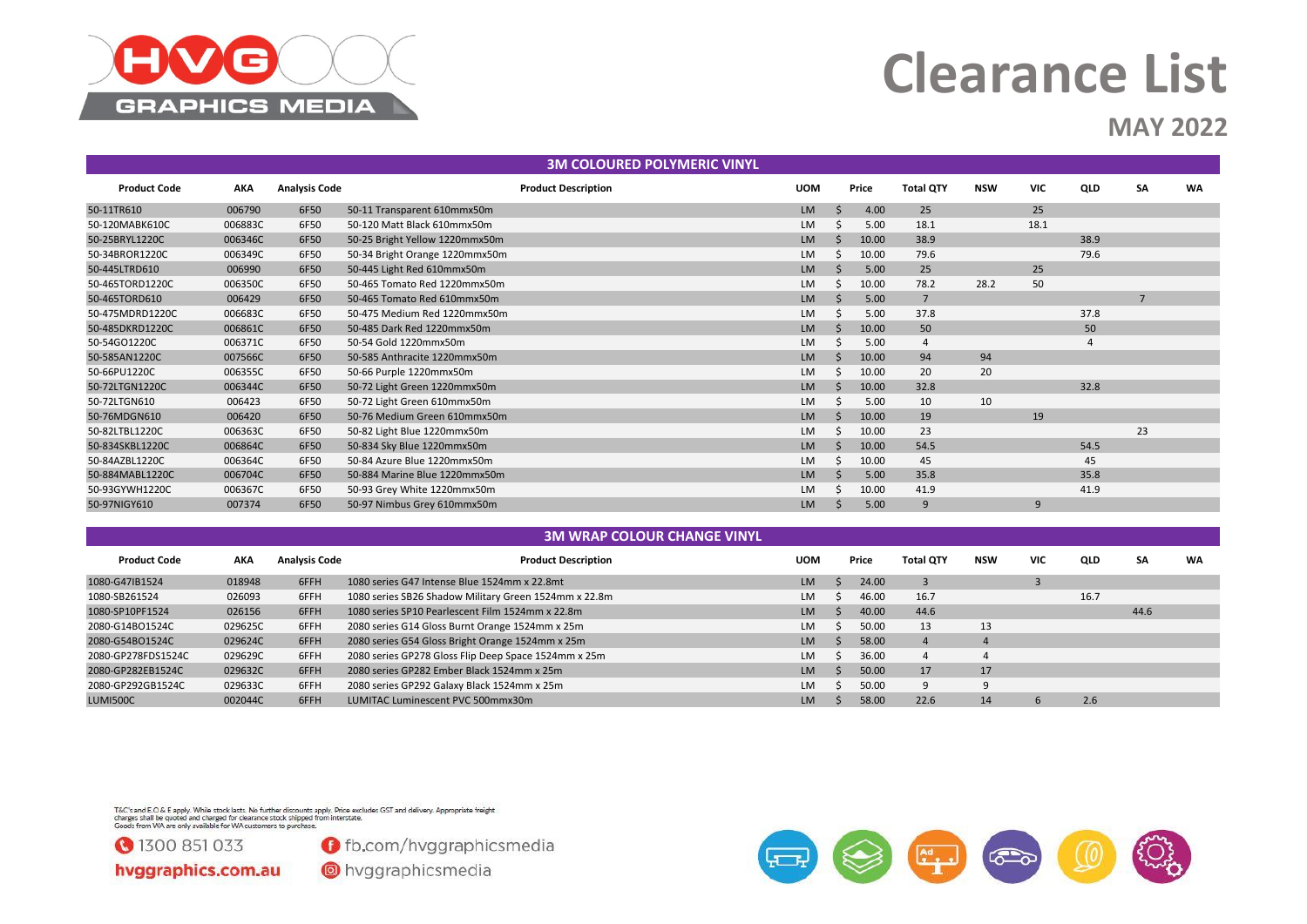# Clearance List

## MAY 2022

### 3M COLOURED POLYMERIC VINYL

| Product Code | AKA | Analysis Code | Product Description | UOM | Price | Total QTY | NSW | VIC | QLD | SA | WA |
|---|---|---|---|---|---|---|---|---|---|---|---|
| 50-11TR610 | 006790 | 6F50 | 50-11 Transparent 610mmx50m | LM | $ 4.00 | 25 | | 25 | | | |
| 50-120MABK610C | 006883C | 6F50 | 50-120 Matt Black 610mmx50m | LM | $ 5.00 | 18.1 | | 18.1 | | | |
| 50-25BRYL1220C | 006346C | 6F50 | 50-25 Bright Yellow 1220mmx50m | LM | $ 10.00 | 38.9 | | | 38.9 | | |
| 50-34BROR1220C | 006349C | 6F50 | 50-34 Bright Orange 1220mmx50m | LM | $ 10.00 | 79.6 | | | 79.6 | | |
| 50-445LTRD610 | 006990 | 6F50 | 50-445 Light Red 610mmx50m | LM | $ 5.00 | 25 | | 25 | | | |
| 50-465TORD1220C | 006350C | 6F50 | 50-465 Tomato Red 1220mmx50m | LM | $ 10.00 | 78.2 | 28.2 | 50 | | | |
| 50-465TORD610 | 006429 | 6F50 | 50-465 Tomato Red 610mmx50m | LM | $ 5.00 | 7 | | | | 7 | |
| 50-475MDRD1220C | 006683C | 6F50 | 50-475 Medium Red 1220mmx50m | LM | $ 5.00 | 37.8 | | | 37.8 | | |
| 50-485DKRD1220C | 006861C | 6F50 | 50-485 Dark Red 1220mmx50m | LM | $ 10.00 | 50 | | | 50 | | |
| 50-54GO1220C | 006371C | 6F50 | 50-54 Gold 1220mmx50m | LM | $ 5.00 | 4 | | | 4 | | |
| 50-585AN1220C | 007566C | 6F50 | 50-585 Anthracite 1220mmx50m | LM | $ 10.00 | 94 | 94 | | | | |
| 50-66PU1220C | 006355C | 6F50 | 50-66 Purple 1220mmx50m | LM | $ 10.00 | 20 | 20 | | | | |
| 50-72LTGN1220C | 006344C | 6F50 | 50-72 Light Green 1220mmx50m | LM | $ 10.00 | 32.8 | | | 32.8 | | |
| 50-72LTGN610 | 006423 | 6F50 | 50-72 Light Green 610mmx50m | LM | $ 5.00 | 10 | 10 | | | | |
| 50-76MDGN610 | 006420 | 6F50 | 50-76 Medium Green 610mmx50m | LM | $ 10.00 | 19 | | 19 | | | |
| 50-82LTBL1220C | 006363C | 6F50 | 50-82 Light Blue 1220mmx50m | LM | $ 10.00 | 23 | | | | 23 | |
| 50-834SKBL1220C | 006864C | 6F50 | 50-834 Sky Blue 1220mmx50m | LM | $ 10.00 | 54.5 | | | 54.5 | | |
| 50-84AZBL1220C | 006364C | 6F50 | 50-84 Azure Blue 1220mmx50m | LM | $ 10.00 | 45 | | | 45 | | |
| 50-884MABL1220C | 006704C | 6F50 | 50-884 Marine Blue 1220mmx50m | LM | $ 5.00 | 35.8 | | | 35.8 | | |
| 50-93GYWH1220C | 006367C | 6F50 | 50-93 Grey White 1220mmx50m | LM | $ 10.00 | 41.9 | | | 41.9 | | |
| 50-97NIGY610 | 007374 | 6F50 | 50-97 Nimbus Grey 610mmx50m | LM | $ 5.00 | 9 | | 9 | | | |

### 3M WRAP COLOUR CHANGE VINYL

| Product Code | AKA | Analysis Code | Product Description | UOM | Price | Total QTY | NSW | VIC | QLD | SA | WA |
|---|---|---|---|---|---|---|---|---|---|---|---|
| 1080-G47IB1524 | 018948 | 6FFH | 1080 series G47 Intense Blue 1524mm x 22.8mt | LM | $ 24.00 | 3 | | 3 | | | |
| 1080-SB261524 | 026093 | 6FFH | 1080 series SB26 Shadow Military Green 1524mm x 22.8m | LM | $ 46.00 | 16.7 | | | 16.7 | | |
| 1080-SP10PF1524 | 026156 | 6FFH | 1080 series SP10 Pearlescent Film 1524mm x 22.8m | LM | $ 40.00 | 44.6 | | | | 44.6 | |
| 2080-G14BO1524C | 029625C | 6FFH | 2080 series G14 Gloss Burnt Orange 1524mm x 25m | LM | $ 50.00 | 13 | 13 | | | | |
| 2080-G54BO1524C | 029624C | 6FFH | 2080 series G54 Gloss Bright Orange 1524mm x 25m | LM | $ 58.00 | 4 | 4 | | | | |
| 2080-GP278FDS1524C | 029629C | 6FFH | 2080 series GP278 Gloss Flip Deep Space 1524mm x 25m | LM | $ 36.00 | 4 | 4 | | | | |
| 2080-GP282EB1524C | 029632C | 6FFH | 2080 series GP282 Ember Black 1524mm x 25m | LM | $ 50.00 | 17 | 17 | | | | |
| 2080-GP292GB1524C | 029633C | 6FFH | 2080 series GP292 Galaxy Black 1524mm x 25m | LM | $ 50.00 | 9 | 9 | | | | |
| LUMI500C | 002044C | 6FFH | LUMITAC Luminescent PVC 500mmx30m | LM | $ 58.00 | 22.6 | 14 | 6 | 2.6 | | |

T&C's and E.O & E apply. While stock lasts. No further discounts apply. Price excludes GST and delivery. Appropriate freight charges shall be quoted and charged for clearance stock shipped from interstate.
Goods from WA are only available for WA customers to purchase.

1300 851 033
hvggraphics.com.au
fb.com/hvggraphicsmedia
hvggraphicsmedia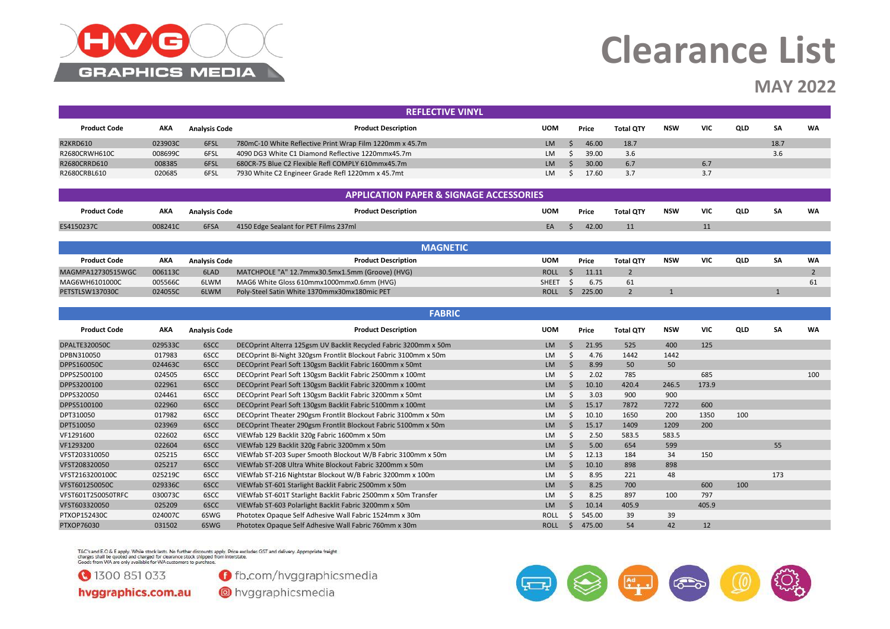# Clearance List

## MAY 2022

### REFLECTIVE VINYL

| Product Code | AKA | Analysis Code | Product Description | UOM | Price | Total QTY | NSW | VIC | QLD | SA | WA |
|---|---|---|---|---|---|---|---|---|---|---|---|
| R2KRD610 | 023903C | 6FSL | 780mC-10 White Reflective Print Wrap Film 1220mm x 45.7m | LM | $ 46.00 | 18.7 | | | | 18.7 | |
| R2680CRWH610C | 008699C | 6FSL | 4090 DG3 White C1 Diamond Reflective 1220mmx45.7m | LM | $ 39.00 | 3.6 | | | | 3.6 | |
| R2680CRRD610 | 008385 | 6FSL | 680CR-75 Blue C2 Flexible Refl COMPLY 610mmx45.7m | LM | $ 30.00 | 6.7 | | 6.7 | | | |
| R2680CRBL610 | 020685 | 6FSL | 7930 White C2 Engineer Grade Refl 1220mm x 45.7mt | LM | $ 17.60 | 3.7 | | 3.7 | | | |

### APPLICATION PAPER & SIGNAGE ACCESSORIES

| Product Code | AKA | Analysis Code | Product Description | UOM | Price | Total QTY | NSW | VIC | QLD | SA | WA |
|---|---|---|---|---|---|---|---|---|---|---|---|
| ES4150237C | 008241C | 6FSA | 4150 Edge Sealant for PET Films 237ml | EA | $ 42.00 | 11 | | 11 | | | |

### MAGNETIC

| Product Code | AKA | Analysis Code | Product Description | UOM | Price | Total QTY | NSW | VIC | QLD | SA | WA |
|---|---|---|---|---|---|---|---|---|---|---|---|
| MAGMPA12730515WGC | 006113C | 6LAD | MATCHPOLE "A" 12.7mmx30.5mx1.5mm (Groove) (HVG) | ROLL | $ 11.11 | 2 | | | | | 2 |
| MAG6WH6101000C | 005566C | 6LWM | MAG6 White Gloss 610mmx1000mmx0.6mm (HVG) | SHEET | $ 6.75 | 61 | | | | | 61 |
| PETSTLSW137030C | 024055C | 6LWM | Poly-Steel Satin White 1370mmx30mx180mic PET | ROLL | $ 225.00 | 2 | 1 | | | 1 | |

### FABRIC

| Product Code | AKA | Analysis Code | Product Description | UOM | Price | Total QTY | NSW | VIC | QLD | SA | WA |
|---|---|---|---|---|---|---|---|---|---|---|---|
| DPALTE320050C | 029533C | 6SCC | DECOprint Alterra 125gsm UV Backlit Recycled Fabric 3200mm x 50m | LM | $ 21.95 | 525 | 400 | 125 | | | |
| DPBN310050 | 017983 | 6SCC | DECOprint Bi-Night 320gsm Frontlit Blockout Fabric 3100mm x 50m | LM | $ 4.76 | 1442 | 1442 | | | | |
| DPPS160050C | 024463C | 6SCC | DECOprint Pearl Soft 130gsm Backlit Fabric 1600mm x 50mt | LM | $ 8.99 | 50 | 50 | | | | |
| DPPS2500100 | 024505 | 6SCC | DECOprint Pearl Soft 130gsm Backlit Fabric 2500mm x 100mt | LM | $ 2.02 | 785 | | 685 | | | 100 |
| DPPS3200100 | 022961 | 6SCC | DECOprint Pearl Soft 130gsm Backlit Fabric 3200mm x 100mt | LM | $ 10.10 | 420.4 | 246.5 | 173.9 | | | |
| DPPS320050 | 024461 | 6SCC | DECOprint Pearl Soft 130gsm Backlit Fabric 3200mm x 50mt | LM | $ 3.03 | 900 | 900 | | | | |
| DPPS5100100 | 022960 | 6SCC | DECOprint Pearl Soft 130gsm Backlit Fabric 5100mm x 100mt | LM | $ 15.17 | 7872 | 7272 | 600 | | | |
| DPT310050 | 017982 | 6SCC | DECOprint Theater 290gsm Frontlit Blockout Fabric 3100mm x 50m | LM | $ 10.10 | 1650 | 200 | 1350 | 100 | | |
| DPT510050 | 023969 | 6SCC | DECOprint Theater 290gsm Frontlit Blockout Fabric 5100mm x 50m | LM | $ 15.17 | 1409 | 1209 | 200 | | | |
| VF1291600 | 022602 | 6SCC | VIEWfab 129 Backlit 320g Fabric 1600mm x 50m | LM | $ 2.50 | 583.5 | 583.5 | | | | |
| VF1293200 | 022604 | 6SCC | VIEWfab 129 Backlit 320g Fabric 3200mm x 50m | LM | $ 5.00 | 654 | 599 | | | 55 | |
| VFST203310050 | 025215 | 6SCC | VIEWfab ST-203 Super Smooth Blockout W/B Fabric 3100mm x 50m | LM | $ 12.13 | 184 | 34 | 150 | | | |
| VFST208320050 | 025217 | 6SCC | VIEWfab ST-208 Ultra White Blockout Fabric 3200mm x 50m | LM | $ 10.10 | 898 | 898 | | | | |
| VFST2163200100C | 025219C | 6SCC | VIEWfab ST-216 Nightstar Blockout W/B Fabric 3200mm x 100m | LM | $ 8.95 | 221 | 48 | | | 173 | |
| VFST601250050C | 029336C | 6SCC | VIEWfab ST-601 Starlight Backlit Fabric 2500mm x 50m | LM | $ 8.25 | 700 | | 600 | 100 | | |
| VFST601T250050TRFC | 030073C | 6SCC | VIEWfab ST-601T Starlight Backlit Fabric 2500mm x 50m Transfer | LM | $ 8.25 | 897 | 100 | 797 | | | |
| VFST603320050 | 025209 | 6SCC | VIEWfab ST-603 Polarlight Backlit Fabric 3200mm x 50m | LM | $ 10.14 | 405.9 | | 405.9 | | | |
| PTXOP152430C | 024007C | 6SWG | Phototex Opaque Self Adhesive Wall Fabric 1524mm x 30m | ROLL | $ 545.00 | 39 | 39 | | | | |
| PTXOP76030 | 031502 | 6SWG | Phototex Opaque Self Adhesive Wall Fabric 760mm x 30m | ROLL | $ 475.00 | 54 | 42 | 12 | | | |

T&C's and E.O.& E apply. While stock lasts. No further discounts apply. Price excludes GST and delivery. Appropriate freight charges shall be quoted and charged for clearance stock shipped from interstate. Goods from WA are only available for WA customers to purchase.

1300 851 033 | fb.com/hvggraphicsmedia

hvggraphics.com.au | hvggraphicsmedia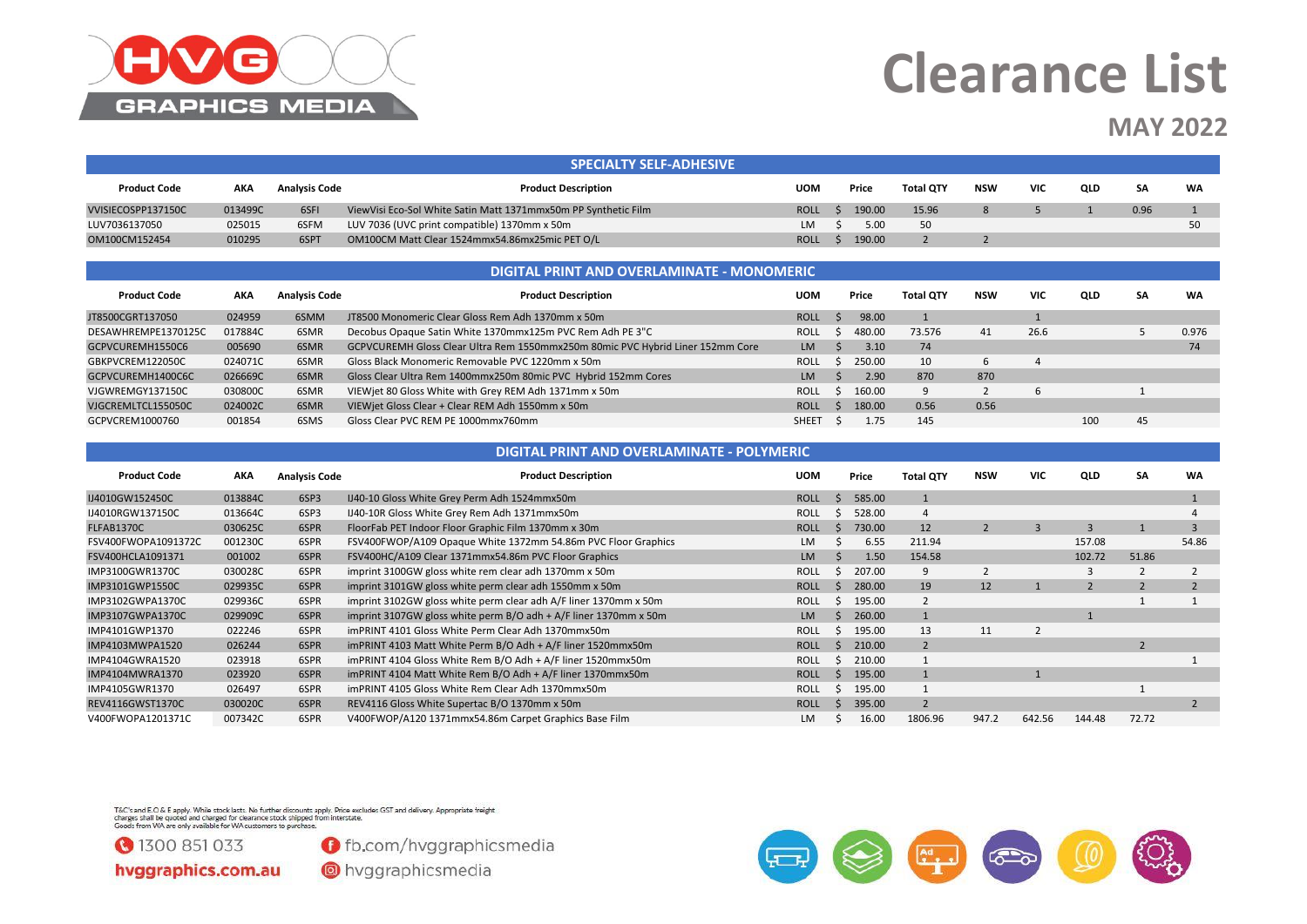# Clearance List

## MAY 2022

### SPECIALTY SELF-ADHESIVE

| Product Code | AKA | Analysis Code | Product Description | UOM | Price | Total QTY | NSW | VIC | QLD | SA | WA |
|---|---|---|---|---|---|---|---|---|---|---|---|
| VVISIECOSPP137150C | 013499C | 6SFI | ViewVisi Eco-Sol White Satin Matt 1371mmx50m PP Synthetic Film | ROLL | $ 190.00 | 15.96 | 8 | 5 | 1 | 0.96 | 1 |
| LUV7036137050 | 025015 | 6SFM | LUV 7036 (UVC print compatible) 1370mm x 50m | LM | $ 5.00 | 50 | | | | | 50 |
| OM100CM152454 | 010295 | 6SPT | OM100CM Matt Clear 1524mmx54.86mx25mic PET O/L | ROLL | $ 190.00 | 2 | 2 | | | | |

### DIGITAL PRINT AND OVERLAMINATE - MONOMERIC

| Product Code | AKA | Analysis Code | Product Description | UOM | Price | Total QTY | NSW | VIC | QLD | SA | WA |
|---|---|---|---|---|---|---|---|---|---|---|---|
| JT8500CGRT137050 | 024959 | 6SMM | JT8500 Monomeric Clear Gloss Rem Adh 1370mm x 50m | ROLL | $ 98.00 | 1 | | 1 | | | |
| DESAWHREMPE1370125C | 017884C | 6SMR | Decobus Opaque Satin White 1370mmx125m PVC Rem Adh PE 3"C | ROLL | $ 480.00 | 73.576 | 41 | 26.6 | | 5 | 0.976 |
| GCPVCUREMH1550C6 | 005690 | 6SMR | GCPVCUREMH Gloss Clear Ultra Rem 1550mmx250m 80mic PVC Hybrid Liner 152mm Core | LM | $ 3.10 | 74 | | | | | 74 |
| GBKPVCREM122050C | 024071C | 6SMR | Gloss Black Monomeric Removable PVC 1220mm x 50m | ROLL | $ 250.00 | 10 | 6 | 4 | | | |
| GCPVCUREMH1400C6C | 026669C | 6SMR | Gloss Clear Ultra Rem 1400mmx250m 80mic PVC Hybrid 152mm Cores | LM | $ 2.90 | 870 | 870 | | | | |
| VJGWREMGY137150C | 030800C | 6SMR | VIEWjet 80 Gloss White with Grey REM Adh 1371mm x 50m | ROLL | $ 160.00 | 9 | 2 | 6 | | 1 | |
| VJGCREMLTCL155050C | 024002C | 6SMR | VIEWjet Gloss Clear + Clear REM Adh 1550mm x 50m | ROLL | $ 180.00 | 0.56 | 0.56 | | | | |
| GCPVCREM1000760 | 001854 | 6SMS | Gloss Clear PVC REM PE 1000mmx760mm | SHEET | $ 1.75 | 145 | | | 100 | 45 | |

### DIGITAL PRINT AND OVERLAMINATE - POLYMERIC

| Product Code | AKA | Analysis Code | Product Description | UOM | Price | Total QTY | NSW | VIC | QLD | SA | WA |
|---|---|---|---|---|---|---|---|---|---|---|---|
| IJ4010GW152450C | 013884C | 6SP3 | IJ40-10 Gloss White Grey Perm Adh 1524mmx50m | ROLL | $ 585.00 | 1 | | | | | 1 |
| IJ4010RGW137150C | 013664C | 6SP3 | IJ40-10R Gloss White Grey Rem Adh 1371mmx50m | ROLL | $ 528.00 | 4 | | | | | 4 |
| FLFAB1370C | 030625C | 6SPR | FloorFab PET Indoor Floor Graphic Film 1370mm x 30m | ROLL | $ 730.00 | 12 | 2 | 3 | 3 | 1 | 3 |
| FSV400FWOPA1091372C | 001230C | 6SPR | FSV400FWOP/A109 Opaque White 1372mm 54.86m PVC Floor Graphics | LM | $ 6.55 | 211.94 | | | 157.08 | | 54.86 |
| FSV400HCLA1091371 | 001002 | 6SPR | FSV400HC/A109 Clear 1371mmx54.86m PVC Floor Graphics | LM | $ 1.50 | 154.58 | | | 102.72 | 51.86 | |
| IMP3100GWR1370C | 030028C | 6SPR | imprint 3100GW gloss white rem clear adh 1370mm x 50m | ROLL | $ 207.00 | 9 | 2 | | 3 | 2 | 2 |
| IMP3101GWP1550C | 029935C | 6SPR | imprint 3101GW gloss white perm clear adh 1550mm x 50m | ROLL | $ 280.00 | 19 | 12 | 1 | 2 | 2 | 2 |
| IMP3102GWPA1370C | 029936C | 6SPR | imprint 3102GW gloss white perm clear adh A/F liner 1370mm x 50m | ROLL | $ 195.00 | 2 | | | | 1 | 1 |
| IMP3107GWPA1370C | 029909C | 6SPR | imprint 3107GW gloss white perm B/O adh + A/F liner 1370mm x 50m | LM | $ 260.00 | 1 | | | 1 | | |
| IMP4101GWP1370 | 022246 | 6SPR | imPRINT 4101 Gloss White Perm Clear Adh 1370mmx50m | ROLL | $ 195.00 | 13 | 11 | 2 | | | |
| IMP4103MWPA1520 | 026244 | 6SPR | imPRINT 4103 Matt White Perm B/O Adh + A/F liner 1520mmx50m | ROLL | $ 210.00 | 2 | | | | 2 | |
| IMP4104GWRA1520 | 023918 | 6SPR | imPRINT 4104 Gloss White Rem B/O Adh + A/F liner 1520mmx50m | ROLL | $ 210.00 | 1 | | | | | 1 |
| IMP4104MWRA1370 | 023920 | 6SPR | imPRINT 4104 Matt White Rem B/O Adh + A/F liner 1370mmx50m | ROLL | $ 195.00 | 1 | | 1 | | | |
| IMP4105GWR1370 | 026497 | 6SPR | imPRINT 4105 Gloss White Rem Clear Adh 1370mmx50m | ROLL | $ 195.00 | 1 | | | | 1 | |
| REV4116GWST1370C | 030020C | 6SPR | REV4116 Gloss White Supertac B/O 1370mm x 50m | ROLL | $ 395.00 | 2 | | | | | 2 |
| V400FWOPA1201371C | 007342C | 6SPR | V400FWOP/A120 1371mmx54.86m Carpet Graphics Base Film | LM | $ 16.00 | 1806.96 | 947.2 | 642.56 | 144.48 | 72.72 | |

T&C's and E.O.& E apply. While stock lasts. No further discounts apply. Price excludes GST and delivery. Appropriate freight charges shall be quoted and charged for clearance stock shipped from interstate. Goods from WA are only available for WA customers to purchase.

1300 851 033

hvggraphics.com.au

fb.com/hvggraphicsmedia

hvggraphicsmedia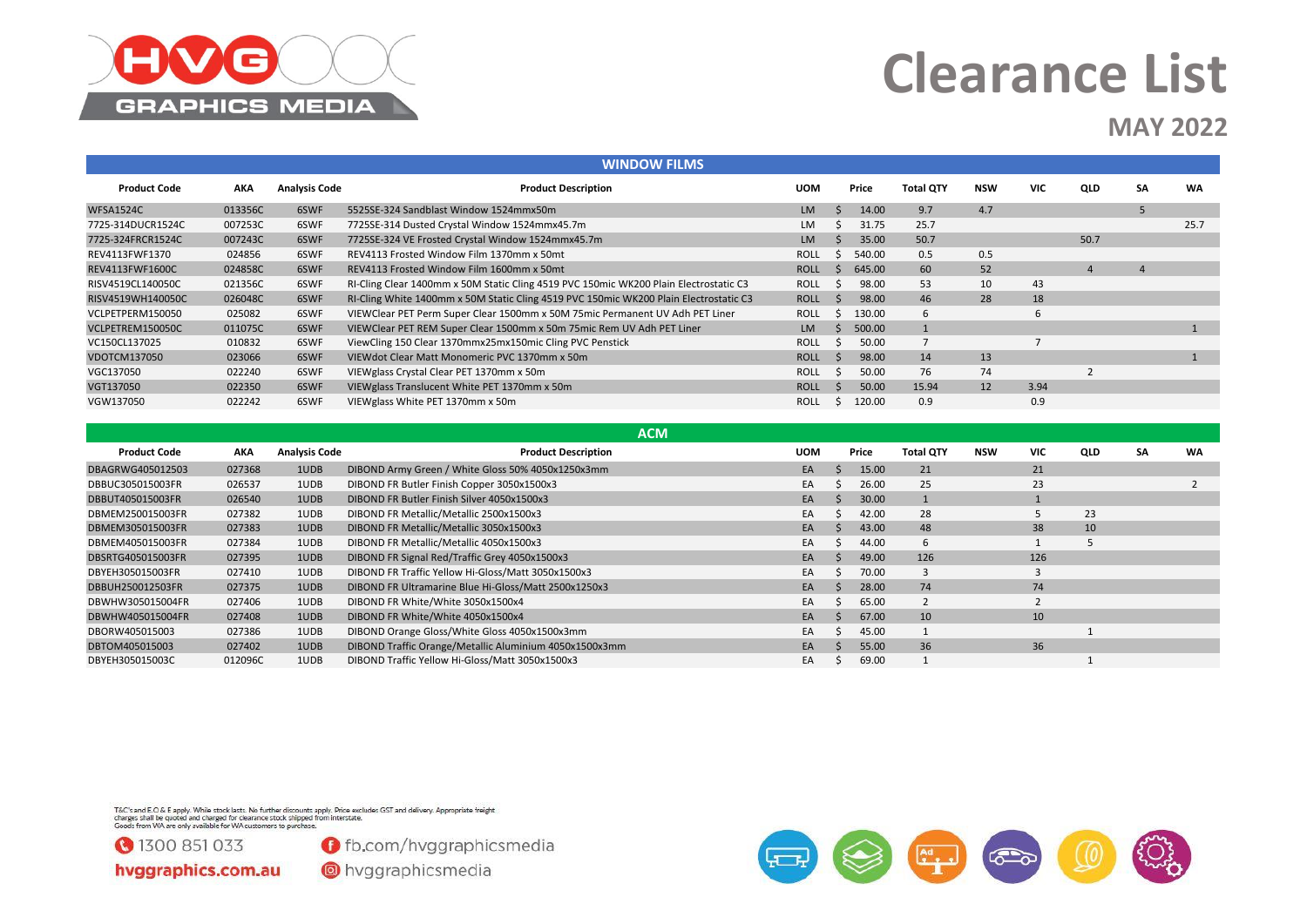# Clearance List

## MAY 2022

### WINDOW FILMS

| Product Code | AKA | Analysis Code | Product Description | UOM | Price | Total QTY | NSW | VIC | QLD | SA | WA |
|---|---|---|---|---|---|---|---|---|---|---|---|
| WFSA1524C | 013356C | 6SWF | 5525SE-324 Sandblast Window 1524mmx50m | LM | $ 14.00 | 9.7 | 4.7 | | | 5 | |
| 7725-314DUCR1524C | 007253C | 6SWF | 7725SE-314 Dusted Crystal Window 1524mmx45.7m | LM | $ 31.75 | 25.7 | | | | | 25.7 |
| 7725-324FRCR1524C | 007243C | 6SWF | 7725SE-324 VE Frosted Crystal Window 1524mmx45.7m | LM | $ 35.00 | 50.7 | | | 50.7 | | |
| REV4113FWF1370 | 024856 | 6SWF | REV4113 Frosted Window Film 1370mm x 50mt | ROLL | $ 540.00 | 0.5 | 0.5 | | | | |
| REV4113FWF1600C | 024858C | 6SWF | REV4113 Frosted Window Film 1600mm x 50mt | ROLL | $ 645.00 | 60 | 52 | | 4 | 4 | |
| RISV4519CL140050C | 021356C | 6SWF | RI-Cling Clear 1400mm x 50M Static Cling 4519 PVC 150mic WK200 Plain Electrostatic C3 | ROLL | $ 98.00 | 53 | 10 | 43 | | | |
| RISV4519WH140050C | 026048C | 6SWF | RI-Cling White 1400mm x 50M Static Cling 4519 PVC 150mic WK200 Plain Electrostatic C3 | ROLL | $ 98.00 | 46 | 28 | 18 | | | |
| VCLPETPERM150050 | 025082 | 6SWF | VIEWClear PET Perm Super Clear 1500mm x 50M 75mic Permanent UV Adh PET Liner | ROLL | $ 130.00 | 6 | | 6 | | | |
| VCLPETREM150050C | 011075C | 6SWF | VIEWClear PET REM Super Clear 1500mm x 50m 75mic Rem UV Adh PET Liner | LM | $ 500.00 | 1 | | | | | 1 |
| VC150CL137025 | 010832 | 6SWF | ViewCling 150 Clear 1370mmx25mx150mic Cling PVC Penstick | ROLL | $ 50.00 | 7 | | 7 | | | |
| VDOTCM137050 | 023066 | 6SWF | VIEWdot Clear Matt Monomeric PVC 1370mm x 50m | ROLL | $ 98.00 | 14 | 13 | | | | 1 |
| VGC137050 | 022240 | 6SWF | VIEWglass Crystal Clear PET 1370mm x 50m | ROLL | $ 50.00 | 76 | 74 | | 2 | | |
| VGT137050 | 022350 | 6SWF | VIEWglass Translucent White PET 1370mm x 50m | ROLL | $ 50.00 | 15.94 | 12 | 3.94 | | | |
| VGW137050 | 022242 | 6SWF | VIEWglass White PET 1370mm x 50m | ROLL | $ 120.00 | 0.9 | | 0.9 | | | |

### ACM

| Product Code | AKA | Analysis Code | Product Description | UOM | Price | Total QTY | NSW | VIC | QLD | SA | WA |
|---|---|---|---|---|---|---|---|---|---|---|---|
| DBAGRWG405012503 | 027368 | 1UDB | DIBOND Army Green / White Gloss 50% 4050x1250x3mm | EA | $ 15.00 | 21 | | 21 | | | |
| DBBUC305015003FR | 026537 | 1UDB | DIBOND FR Butler Finish Copper 3050x1500x3 | EA | $ 26.00 | 25 | | 23 | | | 2 |
| DBBUT405015003FR | 026540 | 1UDB | DIBOND FR Butler Finish Silver 4050x1500x3 | EA | $ 30.00 | 1 | | 1 | | | |
| DBMEM250015003FR | 027382 | 1UDB | DIBOND FR Metallic/Metallic 2500x1500x3 | EA | $ 42.00 | 28 | | 5 | 23 | | |
| DBMEM305015003FR | 027383 | 1UDB | DIBOND FR Metallic/Metallic 3050x1500x3 | EA | $ 43.00 | 48 | | 38 | 10 | | |
| DBMEM405015003FR | 027384 | 1UDB | DIBOND FR Metallic/Metallic 4050x1500x3 | EA | $ 44.00 | 6 | | 1 | 5 | | |
| DBSRTG405015003FR | 027395 | 1UDB | DIBOND FR Signal Red/Traffic Grey 4050x1500x3 | EA | $ 49.00 | 126 | | 126 | | | |
| DBYEH305015003FR | 027410 | 1UDB | DIBOND FR Traffic Yellow Hi-Gloss/Matt 3050x1500x3 | EA | $ 70.00 | 3 | | 3 | | | |
| DBBUH250012503FR | 027375 | 1UDB | DIBOND FR Ultramarine Blue Hi-Gloss/Matt 2500x1250x3 | EA | $ 28.00 | 74 | | 74 | | | |
| DBWHW305015004FR | 027406 | 1UDB | DIBOND FR White/White 3050x1500x4 | EA | $ 65.00 | 2 | | 2 | | | |
| DBWHW405015004FR | 027408 | 1UDB | DIBOND FR White/White 4050x1500x4 | EA | $ 67.00 | 10 | | 10 | | | |
| DBORW405015003 | 027386 | 1UDB | DIBOND Orange Gloss/White Gloss 4050x1500x3mm | EA | $ 45.00 | 1 | | | 1 | | |
| DBTOM405015003 | 027402 | 1UDB | DIBOND Traffic Orange/Metallic Aluminium 4050x1500x3mm | EA | $ 55.00 | 36 | | 36 | | | |
| DBYEH305015003C | 012096C | 1UDB | DIBOND Traffic Yellow Hi-Gloss/Matt 3050x1500x3 | EA | $ 69.00 | 1 | | | 1 | | |

T&C's and E.O.& E apply. While stock lasts. No further discounts apply. Price excludes GST and delivery. Appropriate freight charges shall be quoted and charged for clearance stock shipped from interstate. Goods from WA are only available for WA customers to purchase.

1300 851 033
hvggraphics.com.au
fb.com/hvggraphicsmedia
hvggraphicsmedia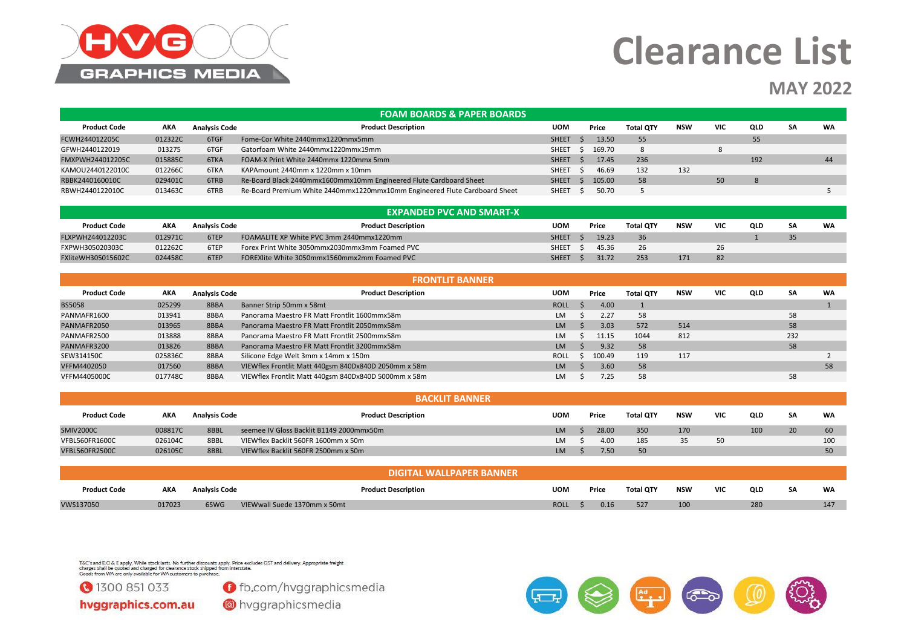# Clearance List

## MAY 2022

### FOAM BOARDS & PAPER BOARDS

| Product Code | AKA | Analysis Code | Product Description | UOM | Price | Total QTY | NSW | VIC | QLD | SA | WA |
|---|---|---|---|---|---|---|---|---|---|---|---|
| FCWH244012205C | 012322C | 6TGF | Fome-Cor White 2440mmx1220mmx5mm | SHEET | $ 13.50 | 55 | | | 55 | | |
| GFWH2440122019 | 013275 | 6TGF | Gatorfoam White 2440mmx1220mmx19mm | SHEET | $ 169.70 | 8 | | 8 | | | |
| FMXPWH244012205C | 015885C | 6TKA | FOAM-X Print White 2440mmx 1220mmx 5mm | SHEET | $ 17.45 | 236 | | | 192 | | 44 |
| KAMOU2440122010C | 012266C | 6TKA | KAPAmount 2440mm x 1220mm x 10mm | SHEET | $ 46.69 | 132 | 132 | | | | |
| RBBK2440160010C | 029401C | 6TRB | Re-Board Black 2440mmx1600mmx10mm Engineered Flute Cardboard Sheet | SHEET | $ 105.00 | 58 | | 50 | 8 | | |
| RBWH2440122010C | 013463C | 6TRB | Re-Board Premium White 2440mmx1220mmx10mm Engineered Flute Cardboard Sheet | SHEET | $ 50.70 | 5 | | | | | 5 |

### EXPANDED PVC AND SMART-X

| Product Code | AKA | Analysis Code | Product Description | UOM | Price | Total QTY | NSW | VIC | QLD | SA | WA |
|---|---|---|---|---|---|---|---|---|---|---|---|
| FLXPWH244012203C | 012971C | 6TEP | FOAMALITE XP White PVC 3mm 2440mmx1220mm | SHEET | $ 19.23 | 36 | | | 1 | 35 | |
| FXPWH305020303C | 012262C | 6TEP | Forex Print White 3050mmx2030mmx3mm Foamed PVC | SHEET | $ 45.36 | 26 | | 26 | | | |
| FXliteWH305015602C | 024458C | 6TEP | FOREXlite White 3050mmx1560mmx2mm Foamed PVC | SHEET | $ 31.72 | 253 | 171 | 82 | | | |

### FRONTLIT BANNER

| Product Code | AKA | Analysis Code | Product Description | UOM | Price | Total QTY | NSW | VIC | QLD | SA | WA |
|---|---|---|---|---|---|---|---|---|---|---|---|
| BS5058 | 025299 | 8BBA | Banner Strip 50mm x 58mt | ROLL | $ 4.00 | 1 | | | | | 1 |
| PANMAFR1600 | 013941 | 8BBA | Panorama Maestro FR Matt Frontlit 1600mmx58m | LM | $ 2.27 | 58 | | | | 58 | |
| PANMAFR2050 | 013965 | 8BBA | Panorama Maestro FR Matt Frontlit 2050mmx58m | LM | $ 3.03 | 572 | 514 | | | 58 | |
| PANMAFR2500 | 013888 | 8BBA | Panorama Maestro FR Matt Frontlit 2500mmx58m | LM | $ 11.15 | 1044 | 812 | | | 232 | |
| PANMAFR3200 | 013826 | 8BBA | Panorama Maestro FR Matt Frontlit 3200mmx58m | LM | $ 9.32 | 58 | | | | 58 | |
| SEW314150C | 025836C | 8BBA | Silicone Edge Welt 3mm x 14mm x 150m | ROLL | $ 100.49 | 119 | 117 | | | | 2 |
| VFFM4402050 | 017560 | 8BBA | VIEWflex Frontlit Matt 440gsm 840Dx840D 2050mm x 58m | LM | $ 3.60 | 58 | | | | | 58 |
| VFFM4405000C | 017748C | 8BBA | VIEWflex Frontlit Matt 440gsm 840Dx840D 5000mm x 58m | LM | $ 7.25 | 58 | | | | 58 | |

### BACKLIT BANNER

| Product Code | AKA | Analysis Code | Product Description | UOM | Price | Total QTY | NSW | VIC | QLD | SA | WA |
|---|---|---|---|---|---|---|---|---|---|---|---|
| SMIV2000C | 008817C | 8BBL | seemee IV Gloss Backlit B1149 2000mmx50m | LM | $ 28.00 | 350 | 170 | | 100 | 20 | 60 |
| VFBL560FR1600C | 026104C | 8BBL | VIEWflex Backlit 560FR 1600mm x 50m | LM | $ 4.00 | 185 | 35 | 50 | | | 100 |
| VFBL560FR2500C | 026105C | 8BBL | VIEWflex Backlit 560FR 2500mm x 50m | LM | $ 7.50 | 50 | | | | | 50 |

### DIGITAL WALLPAPER BANNER

| Product Code | AKA | Analysis Code | Product Description | UOM | Price | Total QTY | NSW | VIC | QLD | SA | WA |
|---|---|---|---|---|---|---|---|---|---|---|---|
| VWS137050 | 017023 | 6SWG | VIEWwall Suede 1370mm x 50mt | ROLL | $ 0.16 | 527 | 100 | | 280 | | 147 |

T&C's and E.O & E apply. While stock lasts. No further discounts apply. Price excludes GST and delivery. Appropriate freight charges shall be quoted and charged for clearance stock shipped from interstate. Goods from WA are only available for WA customers to purchase.

1300 851 033

hvggraphics.com.au

fb.com/hvggraphicsmedia

hvggraphicsmedia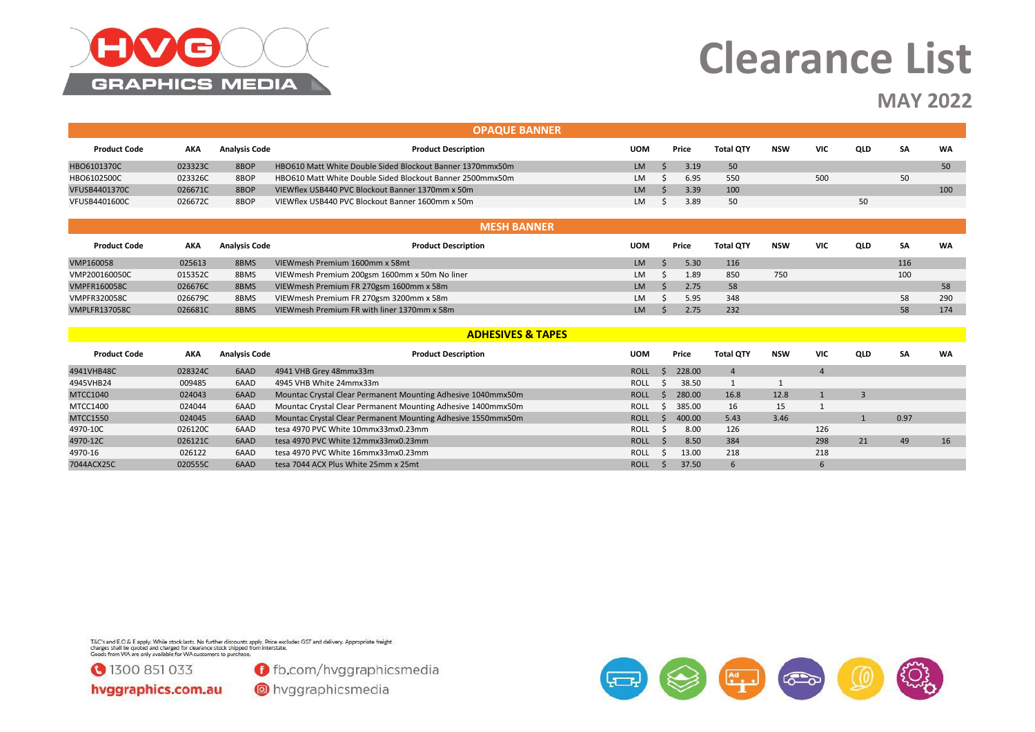# Clearance List

## MAY 2022

### OPAQUE BANNER

| Product Code | AKA | Analysis Code | Product Description | UOM | Price | Total QTY | NSW | VIC | QLD | SA | WA |
|---|---|---|---|---|---|---|---|---|---|---|---|
| HBO6101370C | 023323C | 8BOP | HBO610 Matt White Double Sided Blockout Banner 1370mmx50m | LM | $ 3.19 | 50 | | | | | 50 |
| HBO6102500C | 023326C | 8BOP | HBO610 Matt White Double Sided Blockout Banner 2500mmx50m | LM | $ 6.95 | 550 | | 500 | | 50 | |
| VFUSB4401370C | 026671C | 8BOP | VIEWflex USB440 PVC Blockout Banner 1370mm x 50m | LM | $ 3.39 | 100 | | | | | 100 |
| VFUSB4401600C | 026672C | 8BOP | VIEWflex USB440 PVC Blockout Banner 1600mm x 50m | LM | $ 3.89 | 50 | | | 50 | | |

### MESH BANNER

| Product Code | AKA | Analysis Code | Product Description | UOM | Price | Total QTY | NSW | VIC | QLD | SA | WA |
|---|---|---|---|---|---|---|---|---|---|---|---|
| VMP160058 | 025613 | 8BMS | VIEWmesh Premium 1600mm x 58mt | LM | $ 5.30 | 116 | | | | 116 | |
| VMP200160050C | 015352C | 8BMS | VIEWmesh Premium 200gsm 1600mm x 50m No liner | LM | $ 1.89 | 850 | 750 | | | 100 | |
| VMPFR160058C | 026676C | 8BMS | VIEWmesh Premium FR 270gsm 1600mm x 58m | LM | $ 2.75 | 58 | | | | | 58 |
| VMPFR320058C | 026679C | 8BMS | VIEWmesh Premium FR 270gsm 3200mm x 58m | LM | $ 5.95 | 348 | | | | 58 | 290 |
| VMPLFR137058C | 026681C | 8BMS | VIEWmesh Premium FR with liner 1370mm x 58m | LM | $ 2.75 | 232 | | | | 58 | 174 |

### ADHESIVES & TAPES

| Product Code | AKA | Analysis Code | Product Description | UOM | Price | Total QTY | NSW | VIC | QLD | SA | WA |
|---|---|---|---|---|---|---|---|---|---|---|---|
| 4941VHB48C | 028324C | 6AAD | 4941 VHB Grey 48mmx33m | ROLL | $ 228.00 | 4 | | 4 | | | |
| 4945VHB24 | 009485 | 6AAD | 4945 VHB White 24mmx33m | ROLL | $ 38.50 | 1 | 1 | | | | |
| MTCC1040 | 024043 | 6AAD | Mountac Crystal Clear Permanent Mounting Adhesive 1040mmx50m | ROLL | $ 280.00 | 16.8 | 12.8 | 1 | 3 | | |
| MTCC1400 | 024044 | 6AAD | Mountac Crystal Clear Permanent Mounting Adhesive 1400mmx50m | ROLL | $ 385.00 | 16 | 15 | 1 | | | |
| MTCC1550 | 024045 | 6AAD | Mountac Crystal Clear Permanent Mounting Adhesive 1550mmx50m | ROLL | $ 400.00 | 5.43 | 3.46 | | 1 | 0.97 | |
| 4970-10C | 026120C | 6AAD | tesa 4970 PVC White 10mmx33mx0.23mm | ROLL | $ 8.00 | 126 | | 126 | | | |
| 4970-12C | 026121C | 6AAD | tesa 4970 PVC White 12mmx33mx0.23mm | ROLL | $ 8.50 | 384 | | 298 | 21 | 49 | 16 |
| 4970-16 | 026122 | 6AAD | tesa 4970 PVC White 16mmx33mx0.23mm | ROLL | $ 13.00 | 218 | | 218 | | | |
| 7044ACX25C | 020555C | 6AAD | tesa 7044 ACX Plus White 25mm x 25mt | ROLL | $ 37.50 | 6 | | 6 | | | |

T&C's and E.O.& E apply. While stock lasts. No further discounts apply. Price excludes GST and delivery. Appropriate freight charges shall be quoted and charged for clearance stock shipped from interstate. Goods from WA are only available for WA customers to purchase.

1300 851 033

hvggraphics.com.au

fb.com/hvggraphicsmedia

hvggraphicsmedia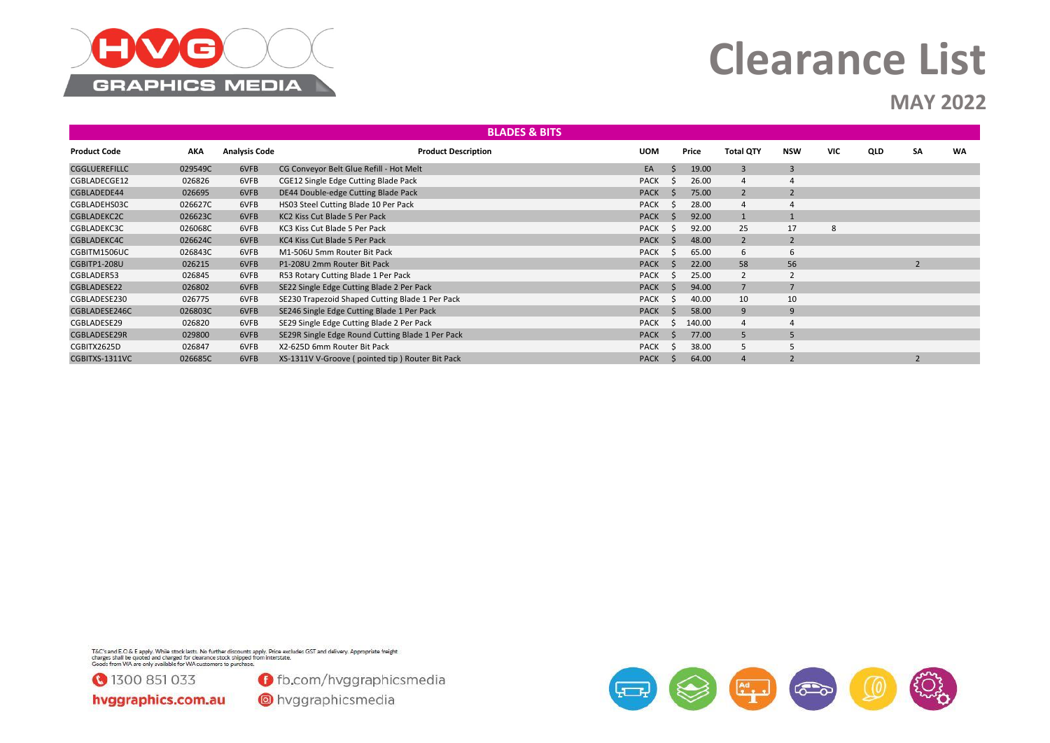# Clearance List

## MAY 2022

| BLADES & BITS | | | | | | | | | | | | |
|---|---|---|---|---|---|---|---|---|---|---|---|---|
| **Product Code** | **AKA** | **Analysis Code** | **Product Description** | **UOM** | **Price** | **Total QTY** | **NSW** | **VIC** | **QLD** | **SA** | **WA** |
| CGGLUEREFILLC | 029549C | 6VFB | CG Conveyor Belt Glue Refill - Hot Melt | EA | $ 19.00 | 3 | 3 | | | | |
| CGBLADECGE12 | 026826 | 6VFB | CGE12 Single Edge Cutting Blade Pack | PACK | $ 26.00 | 4 | 4 | | | | |
| CGBLADEDE44 | 026695 | 6VFB | DE44 Double-edge Cutting Blade Pack | PACK | $ 75.00 | 2 | 2 | | | | |
| CGBLADEHS03C | 026627C | 6VFB | HS03 Steel Cutting Blade 10 Per Pack | PACK | $ 28.00 | 4 | 4 | | | | |
| CGBLADEKC2C | 026623C | 6VFB | KC2 Kiss Cut Blade 5 Per Pack | PACK | $ 92.00 | 1 | 1 | | | | |
| CGBLADEKC3C | 026068C | 6VFB | KC3 Kiss Cut Blade 5 Per Pack | PACK | $ 92.00 | 25 | 17 | 8 | | | |
| CGBLADEKC4C | 026624C | 6VFB | KC4 Kiss Cut Blade 5 Per Pack | PACK | $ 48.00 | 2 | 2 | | | | |
| CGBITM1506UC | 026843C | 6VFB | M1-506U 5mm Router Bit Pack | PACK | $ 65.00 | 6 | 6 | | | | |
| CGBITP1-208U | 026215 | 6VFB | P1-208U 2mm Router Bit Pack | PACK | $ 22.00 | 58 | 56 | | | 2 | |
| CGBLADER53 | 026845 | 6VFB | R53 Rotary Cutting Blade 1 Per Pack | PACK | $ 25.00 | 2 | 2 | | | | |
| CGBLADESE22 | 026802 | 6VFB | SE22 Single Edge Cutting Blade 2 Per Pack | PACK | $ 94.00 | 7 | 7 | | | | |
| CGBLADESE230 | 026775 | 6VFB | SE230 Trapezoid Shaped Cutting Blade 1 Per Pack | PACK | $ 40.00 | 10 | 10 | | | | |
| CGBLADESE246C | 026803C | 6VFB | SE246 Single Edge Cutting Blade 1 Per Pack | PACK | $ 58.00 | 9 | 9 | | | | |
| CGBLADESE29 | 026820 | 6VFB | SE29 Single Edge Cutting Blade 2 Per Pack | PACK | $ 140.00 | 4 | 4 | | | | |
| CGBLADESE29R | 029800 | 6VFB | SE29R Single Edge Round Cutting Blade 1 Per Pack | PACK | $ 77.00 | 5 | 5 | | | | |
| CGBITX2625D | 026847 | 6VFB | X2-625D 6mm Router Bit Pack | PACK | $ 38.00 | 5 | 5 | | | | |
| CGBITXS-1311VC | 026685C | 6VFB | XS-1311V V-Groove ( pointed tip ) Router Bit Pack | PACK | $ 64.00 | 4 | 2 | | | 2 | |

T&C's and E.O.& E apply. While stock lasts. No further discounts apply. Price excludes GST and delivery. Appropriate freight charges shall be quoted and charged for clearance stock shipped from interstate. Goods from WA are only available for WA customers to purchase.

1300 851 033

fb.com/hvggraphicsmedia

hvggraphics.com.au

hvggraphicsmedia